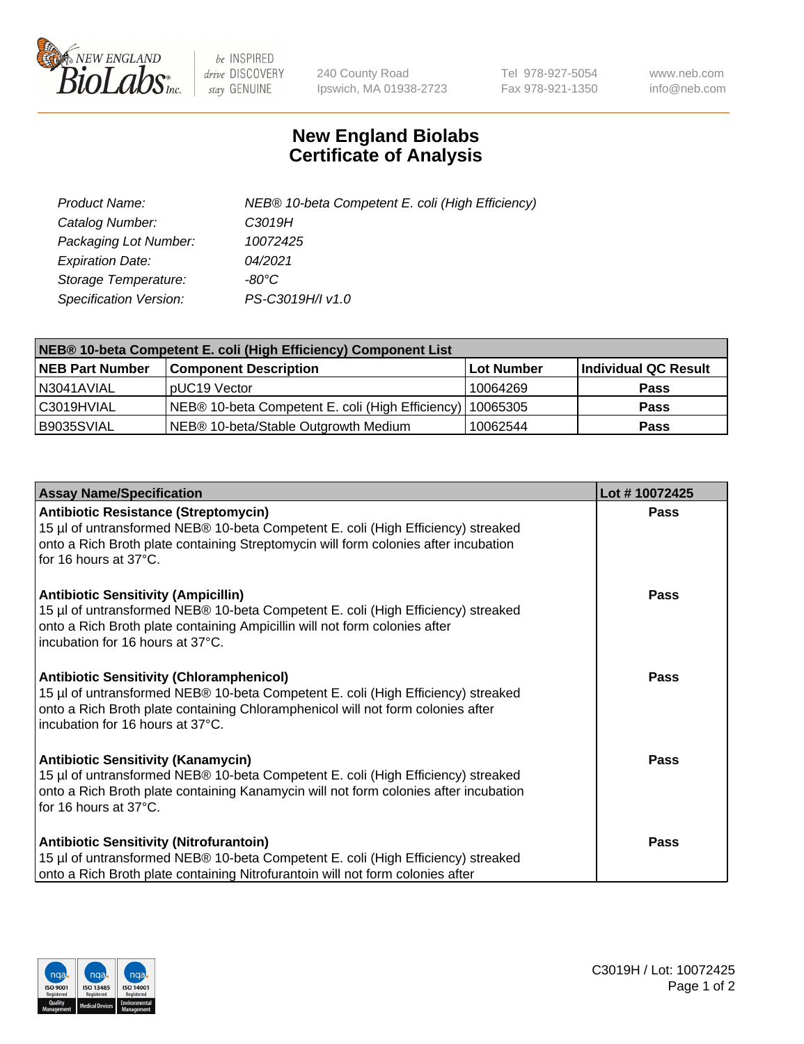New England Biolabs Inc. — be INSPIRED drive DISCOVERY stay GENUINE

240 County Road
Ipswich, MA 01938-2723

Tel 978-927-5054
Fax 978-921-1350

www.neb.com
info@neb.com

# New England Biolabs
# Certificate of Analysis

| | |
|---|---|
| *Product Name:* | *NEB® 10-beta Competent E. coli (High Efficiency)* |
| *Catalog Number:* | *C3019H* |
| *Packaging Lot Number:* | *10072425* |
| *Expiration Date:* | *04/2021* |
| *Storage Temperature:* | *-80°C* |
| *Specification Version:* | *PS-C3019H/I v1.0* |

| NEB® 10-beta Competent E. coli (High Efficiency) Component List | | | |
|---|---|---|---|
| **NEB Part Number** | **Component Description** | **Lot Number** | **Individual QC Result** |
| N3041AVIAL | pUC19 Vector | 10064269 | **Pass** |
| C3019HVIAL | NEB® 10-beta Competent E. coli (High Efficiency) | 10065305 | **Pass** |
| B9035SVIAL | NEB® 10-beta/Stable Outgrowth Medium | 10062544 | **Pass** |

| Assay Name/Specification | Lot # 10072425 |
|---|---|
| **Antibiotic Resistance (Streptomycin)**<br>15 µl of untransformed NEB® 10-beta Competent E. coli (High Efficiency) streaked onto a Rich Broth plate containing Streptomycin will form colonies after incubation for 16 hours at 37°C. | **Pass** |
| **Antibiotic Sensitivity (Ampicillin)**<br>15 µl of untransformed NEB® 10-beta Competent E. coli (High Efficiency) streaked onto a Rich Broth plate containing Ampicillin will not form colonies after incubation for 16 hours at 37°C. | **Pass** |
| **Antibiotic Sensitivity (Chloramphenicol)**<br>15 µl of untransformed NEB® 10-beta Competent E. coli (High Efficiency) streaked onto a Rich Broth plate containing Chloramphenicol will not form colonies after incubation for 16 hours at 37°C. | **Pass** |
| **Antibiotic Sensitivity (Kanamycin)**<br>15 µl of untransformed NEB® 10-beta Competent E. coli (High Efficiency) streaked onto a Rich Broth plate containing Kanamycin will not form colonies after incubation for 16 hours at 37°C. | **Pass** |
| **Antibiotic Sensitivity (Nitrofurantoin)**<br>15 µl of untransformed NEB® 10-beta Competent E. coli (High Efficiency) streaked onto a Rich Broth plate containing Nitrofurantoin will not form colonies after | **Pass** |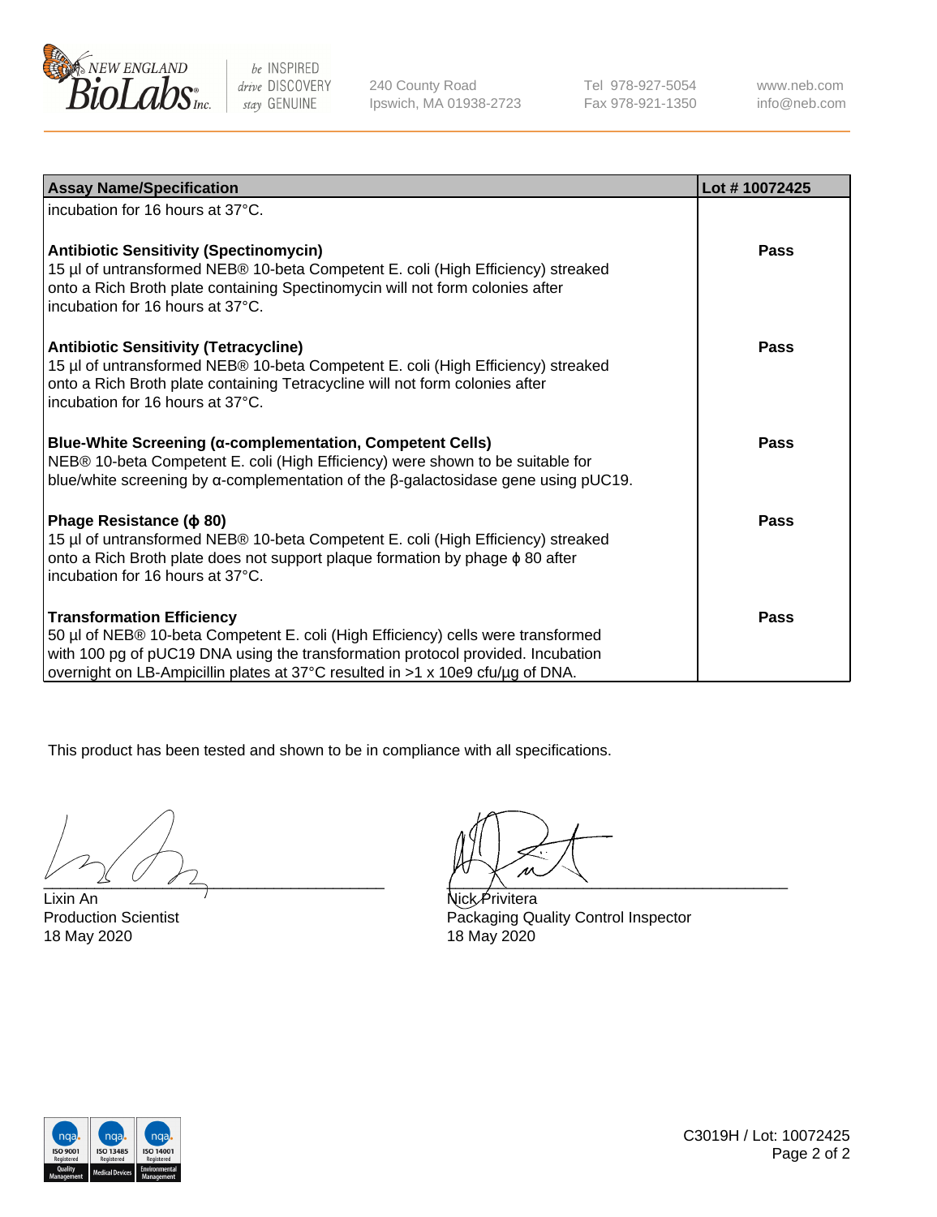| Assay Name/Specification | Lot # 10072425 |
|---|---|
| incubation for 16 hours at 37°C. | |
| **Antibiotic Sensitivity (Spectinomycin)**<br>15 µl of untransformed NEB® 10-beta Competent E. coli (High Efficiency) streaked onto a Rich Broth plate containing Spectinomycin will not form colonies after incubation for 16 hours at 37°C. | **Pass** |
| **Antibiotic Sensitivity (Tetracycline)**<br>15 µl of untransformed NEB® 10-beta Competent E. coli (High Efficiency) streaked onto a Rich Broth plate containing Tetracycline will not form colonies after incubation for 16 hours at 37°C. | **Pass** |
| **Blue-White Screening (α-complementation, Competent Cells)**<br>NEB® 10-beta Competent E. coli (High Efficiency) were shown to be suitable for blue/white screening by α-complementation of the β-galactosidase gene using pUC19. | **Pass** |
| **Phage Resistance (ϕ 80)**<br>15 µl of untransformed NEB® 10-beta Competent E. coli (High Efficiency) streaked onto a Rich Broth plate does not support plaque formation by phage ϕ 80 after incubation for 16 hours at 37°C. | **Pass** |
| **Transformation Efficiency**<br>50 µl of NEB® 10-beta Competent E. coli (High Efficiency) cells were transformed with 100 pg of pUC19 DNA using the transformation protocol provided. Incubation overnight on LB-Ampicillin plates at 37°C resulted in >1 x 10e9 cfu/µg of DNA. | **Pass** |

This product has been tested and shown to be in compliance with all specifications.

Lixin An
Production Scientist
18 May 2020

Nick Privitera
Packaging Quality Control Inspector
18 May 2020

C3019H / Lot: 10072425